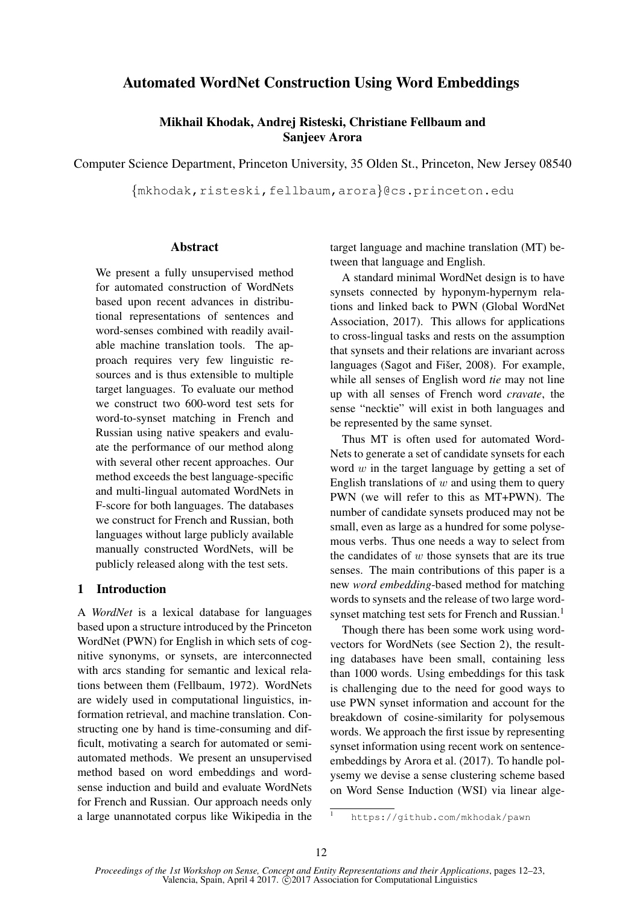# Automated WordNet Construction Using Word Embeddings

**Mikhail Khodak, Andrej Risteski, Christiane Fellbaum and Sanjeev Arora**

Computer Science Department, Princeton University, 35 Olden St., Princeton, New Jersey 08540

{mkhodak,risteski,fellbaum,arora}@cs.princeton.edu

## Abstract

We present a fully unsupervised method for automated construction of WordNets based upon recent advances in distributional representations of sentences and word-senses combined with readily available machine translation tools. The approach requires very few linguistic resources and is thus extensible to multiple target languages. To evaluate our method we construct two 600-word test sets for word-to-synset matching in French and Russian using native speakers and evaluate the performance of our method along with several other recent approaches. Our method exceeds the best language-specific and multi-lingual automated WordNets in F-score for both languages. The databases we construct for French and Russian, both languages without large publicly available manually constructed WordNets, will be publicly released along with the test sets.

## 1 Introduction

A *WordNet* is a lexical database for languages based upon a structure introduced by the Princeton WordNet (PWN) for English in which sets of cognitive synonyms, or synsets, are interconnected with arcs standing for semantic and lexical relations between them (Fellbaum, 1972). WordNets are widely used in computational linguistics, information retrieval, and machine translation. Constructing one by hand is time-consuming and difficult, motivating a search for automated or semi-automated methods. We present an unsupervised method based on word embeddings and word-sense induction and build and evaluate WordNets for French and Russian. Our approach needs only a large unannotated corpus like Wikipedia in the target language and machine translation (MT) between that language and English.

A standard minimal WordNet design is to have synsets connected by hyponym-hypernym relations and linked back to PWN (Global WordNet Association, 2017). This allows for applications to cross-lingual tasks and rests on the assumption that synsets and their relations are invariant across languages (Sagot and Fišer, 2008). For example, while all senses of English word *tie* may not line up with all senses of French word *cravate*, the sense "necktie" will exist in both languages and be represented by the same synset.

Thus MT is often used for automated WordNets to generate a set of candidate synsets for each word $w$ in the target language by getting a set of English translations of $w$ and using them to query PWN (we will refer to this as MT+PWN). The number of candidate synsets produced may not be small, even as large as a hundred for some polysemous verbs. Thus one needs a way to select from the candidates of $w$ those synsets that are its true senses. The main contributions of this paper is a new *word embedding*-based method for matching words to synsets and the release of two large word-synset matching test sets for French and Russian.[1]

Though there has been some work using word-vectors for WordNets (see Section 2), the resulting databases have been small, containing less than 1000 words. Using embeddings for this task is challenging due to the need for good ways to use PWN synset information and account for the breakdown of cosine-similarity for polysemous words. We approach the first issue by representing synset information using recent work on sentence-embeddings by Arora et al. (2017). To handle polysemy we devise a sense clustering scheme based on Word Sense Induction (WSI) via linear alge-

[1] https://github.com/mkhodak/pawn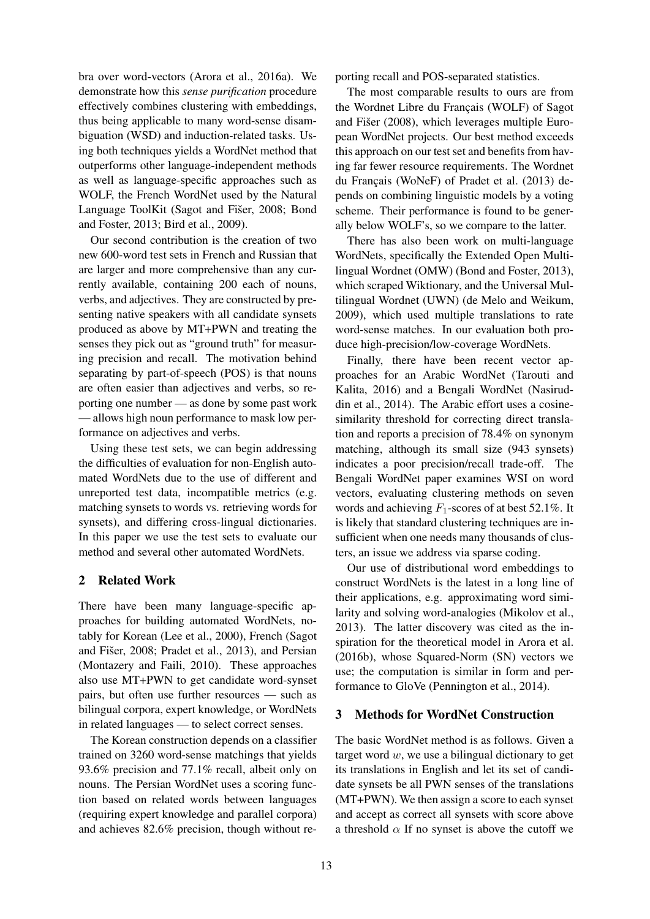bra over word-vectors (Arora et al., 2016a). We demonstrate how this *sense purification* procedure effectively combines clustering with embeddings, thus being applicable to many word-sense disambiguation (WSD) and induction-related tasks. Using both techniques yields a WordNet method that outperforms other language-independent methods as well as language-specific approaches such as WOLF, the French WordNet used by the Natural Language ToolKit (Sagot and Fišer, 2008; Bond and Foster, 2013; Bird et al., 2009).

Our second contribution is the creation of two new 600-word test sets in French and Russian that are larger and more comprehensive than any currently available, containing 200 each of nouns, verbs, and adjectives. They are constructed by presenting native speakers with all candidate synsets produced as above by MT+PWN and treating the senses they pick out as "ground truth" for measuring precision and recall. The motivation behind separating by part-of-speech (POS) is that nouns are often easier than adjectives and verbs, so reporting one number — as done by some past work — allows high noun performance to mask low performance on adjectives and verbs.

Using these test sets, we can begin addressing the difficulties of evaluation for non-English automated WordNets due to the use of different and unreported test data, incompatible metrics (e.g. matching synsets to words vs. retrieving words for synsets), and differing cross-lingual dictionaries. In this paper we use the test sets to evaluate our method and several other automated WordNets.

## 2 Related Work

There have been many language-specific approaches for building automated WordNets, notably for Korean (Lee et al., 2000), French (Sagot and Fišer, 2008; Pradet et al., 2013), and Persian (Montazery and Faili, 2010). These approaches also use MT+PWN to get candidate word-synset pairs, but often use further resources — such as bilingual corpora, expert knowledge, or WordNets in related languages — to select correct senses.

The Korean construction depends on a classifier trained on 3260 word-sense matchings that yields 93.6% precision and 77.1% recall, albeit only on nouns. The Persian WordNet uses a scoring function based on related words between languages (requiring expert knowledge and parallel corpora) and achieves 82.6% precision, though without reporting recall and POS-separated statistics.

The most comparable results to ours are from the Wordnet Libre du Français (WOLF) of Sagot and Fišer (2008), which leverages multiple European WordNet projects. Our best method exceeds this approach on our test set and benefits from having far fewer resource requirements. The Wordnet du Français (WoNeF) of Pradet et al. (2013) depends on combining linguistic models by a voting scheme. Their performance is found to be generally below WOLF's, so we compare to the latter.

There has also been work on multi-language WordNets, specifically the Extended Open Multilingual Wordnet (OMW) (Bond and Foster, 2013), which scraped Wiktionary, and the Universal Multilingual Wordnet (UWN) (de Melo and Weikum, 2009), which used multiple translations to rate word-sense matches. In our evaluation both produce high-precision/low-coverage WordNets.

Finally, there have been recent vector approaches for an Arabic WordNet (Tarouti and Kalita, 2016) and a Bengali WordNet (Nasiruddin et al., 2014). The Arabic effort uses a cosine-similarity threshold for correcting direct translation and reports a precision of 78.4% on synonym matching, although its small size (943 synsets) indicates a poor precision/recall trade-off. The Bengali WordNet paper examines WSI on word vectors, evaluating clustering methods on seven words and achieving $F_1$-scores of at best 52.1%. It is likely that standard clustering techniques are insufficient when one needs many thousands of clusters, an issue we address via sparse coding.

Our use of distributional word embeddings to construct WordNets is the latest in a long line of their applications, e.g. approximating word similarity and solving word-analogies (Mikolov et al., 2013). The latter discovery was cited as the inspiration for the theoretical model in Arora et al. (2016b), whose Squared-Norm (SN) vectors we use; the computation is similar in form and performance to GloVe (Pennington et al., 2014).

## 3 Methods for WordNet Construction

The basic WordNet method is as follows. Given a target word $w$, we use a bilingual dictionary to get its translations in English and let its set of candidate synsets be all PWN senses of the translations (MT+PWN). We then assign a score to each synset and accept as correct all synsets with score above a threshold $\alpha$ If no synset is above the cutoff we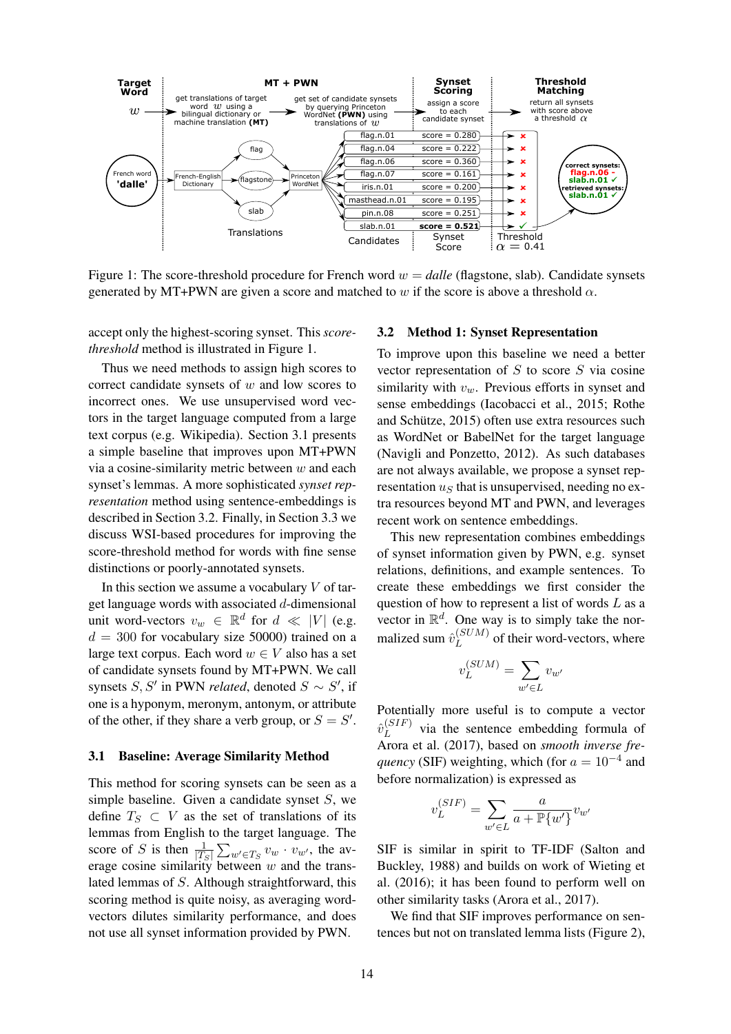Target Word

$w$

MT + PWN

get translations of target word $w$ using a bilingual dictionary or machine translation **(MT)**

get set of candidate synsets by querying Princeton WordNet **(PWN)** using translations of $w$

Synset Scoring

assign a score to each candidate synset

Threshold Matching

return all synsets with score above a threshold $\alpha$

French word **'dalle'**

French-English Dictionary

flag

flagstone

slab

Translations

Princeton WordNet

flag.n.01 score = 0.280
flag.n.04 score = 0.222
flag.n.06 score = 0.360
flag.n.07 score = 0.161
iris.n.01 score = 0.200
masthead.n.01 score = 0.195
pin.n.08 score = 0.251
slab.n.01 **score = 0.521**

Candidates

Synset Score

Threshold $\alpha = 0.41$

correct synsets: flag.n.06 - slab.n.01 ✓
retrieved synsets: slab.n.01 ✓

Figure 1: The score-threshold procedure for French word $w$ = *dalle* (flagstone, slab). Candidate synsets generated by MT+PWN are given a score and matched to $w$ if the score is above a threshold $\alpha$.

accept only the highest-scoring synset. This *score-threshold* method is illustrated in Figure 1.

Thus we need methods to assign high scores to correct candidate synsets of $w$ and low scores to incorrect ones. We use unsupervised word vectors in the target language computed from a large text corpus (e.g. Wikipedia). Section 3.1 presents a simple baseline that improves upon MT+PWN via a cosine-similarity metric between $w$ and each synset's lemmas. A more sophisticated *synset representation* method using sentence-embeddings is described in Section 3.2. Finally, in Section 3.3 we discuss WSI-based procedures for improving the score-threshold method for words with fine sense distinctions or poorly-annotated synsets.

In this section we assume a vocabulary $V$ of target language words with associated $d$-dimensional unit word-vectors $v_w \in \mathbb{R}^d$ for $d \ll |V|$ (e.g. $d = 300$ for vocabulary size 50000) trained on a large text corpus. Each word $w \in V$ also has a set of candidate synsets found by MT+PWN. We call synsets $S, S'$ in PWN *related*, denoted $S \sim S'$, if one is a hyponym, meronym, antonym, or attribute of the other, if they share a verb group, or $S = S'$.

### 3.1 Baseline: Average Similarity Method

This method for scoring synsets can be seen as a simple baseline. Given a candidate synset $S$, we define $T_S \subset V$ as the set of translations of its lemmas from English to the target language. The score of $S$ is then $\frac{1}{|T_S|}\sum_{w' \in T_S} v_w \cdot v_{w'}$, the average cosine similarity between $w$ and the translated lemmas of $S$. Although straightforward, this scoring method is quite noisy, as averaging word-vectors dilutes similarity performance, and does not use all synset information provided by PWN.

### 3.2 Method 1: Synset Representation

To improve upon this baseline we need a better vector representation of $S$ to score $S$ via cosine similarity with $v_w$. Previous efforts in synset and sense embeddings (Iacobacci et al., 2015; Rothe and Schütze, 2015) often use extra resources such as WordNet or BabelNet for the target language (Navigli and Ponzetto, 2012). As such databases are not always available, we propose a synset representation $u_S$ that is unsupervised, needing no extra resources beyond MT and PWN, and leverages recent work on sentence embeddings.

This new representation combines embeddings of synset information given by PWN, e.g. synset relations, definitions, and example sentences. To create these embeddings we first consider the question of how to represent a list of words $L$ as a vector in $\mathbb{R}^d$. One way is to simply take the normalized sum $\hat{v}_L^{(SUM)}$ of their word-vectors, where

$$v_L^{(SUM)} = \sum_{w' \in L} v_{w'}$$

Potentially more useful is to compute a vector $\hat{v}_L^{(SIF)}$ via the sentence embedding formula of Arora et al. (2017), based on *smooth inverse frequency* (SIF) weighting, which (for $a = 10^{-4}$ and before normalization) is expressed as

$$v_L^{(SIF)} = \sum_{w' \in L} \frac{a}{a + \mathbb{P}\{w'\}} v_{w'}$$

SIF is similar in spirit to TF-IDF (Salton and Buckley, 1988) and builds on work of Wieting et al. (2016); it has been found to perform well on other similarity tasks (Arora et al., 2017).

We find that SIF improves performance on sentences but not on translated lemma lists (Figure 2),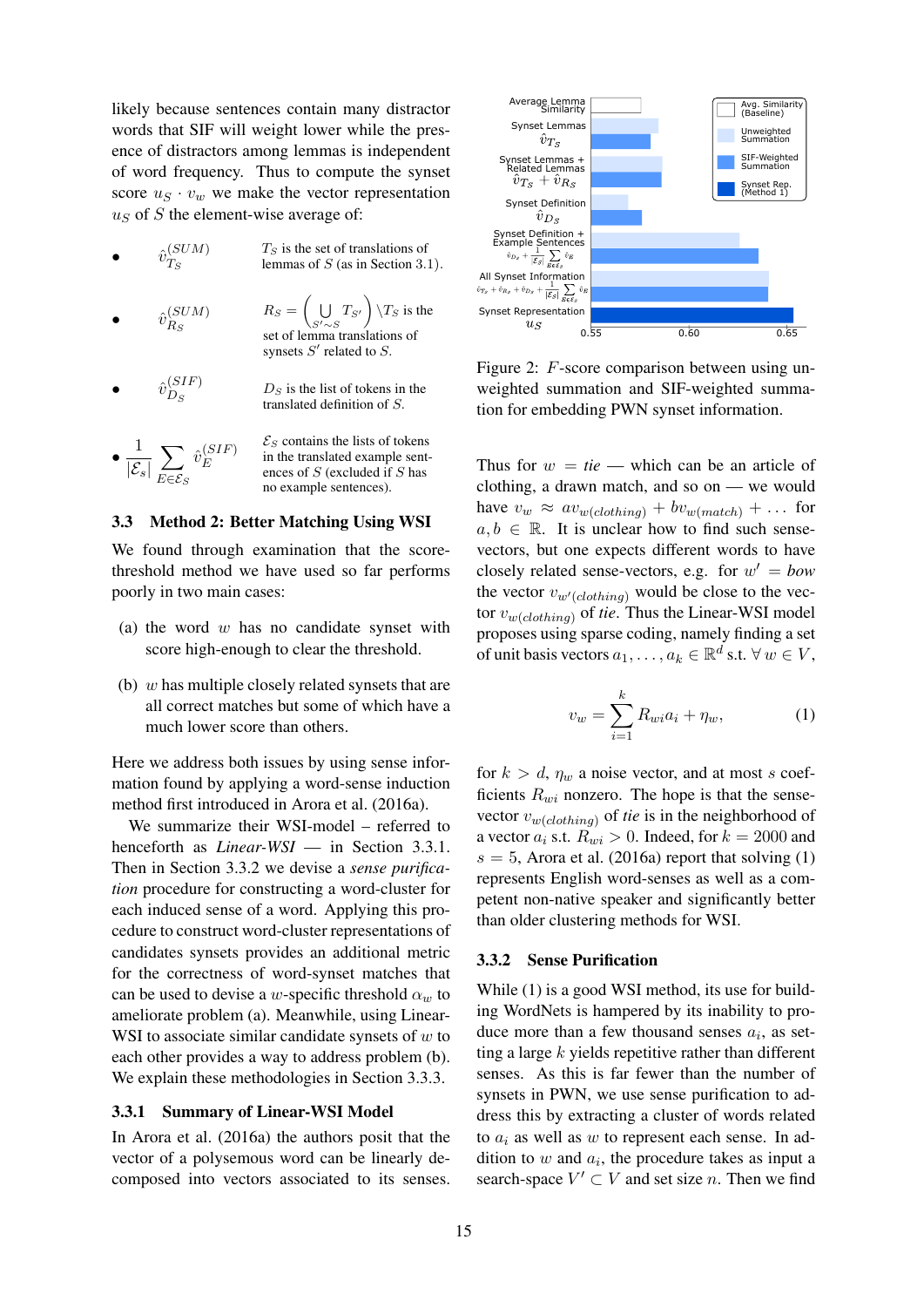likely because sentences contain many distractor words that SIF will weight lower while the presence of distractors among lemmas is independent of word frequency. Thus to compute the synset score $u_S \cdot v_w$ we make the vector representation $u_S$ of $S$ the element-wise average of:

- $\hat{v}_{T_S}^{(SUM)}$ — $T_S$ is the set of translations of lemmas of $S$ (as in Section 3.1).
- $\hat{v}_{R_S}^{(SUM)}$ — $R_S = \left(\bigcup_{S' \sim S} T_{S'}\right) \backslash T_S$ is the set of lemma translations of synsets $S'$ related to $S$.
- $\hat{v}_{D_S}^{(SIF)}$ — $D_S$ is the list of tokens in the translated definition of $S$.
- $\frac{1}{|\mathcal{E}_s|} \sum_{E \in \mathcal{E}_S} \hat{v}_E^{(SIF)}$ — $\mathcal{E}_S$ contains the lists of tokens in the translated example sentences of $S$ (excluded if $S$ has no example sentences).

Average Lemma Similarity

Synset Lemmas $\hat{v}_{T_S}$

Synset Lemmas + Related Lemmas $\hat{v}_{T_S} + \hat{v}_{R_S}$

Synset Definition $\hat{v}_{D_S}$

Synset Definition + Example Sentences $\hat{v}_{D_S} + \frac{1}{|\mathcal{E}_S|}\sum_{E \in \mathcal{E}_S} \hat{v}_E$

All Synset Information $\hat{v}_{T_S} + \hat{v}_{R_S} + \hat{v}_{D_S} + \frac{1}{|\mathcal{E}_S|}\sum_{E \in \mathcal{E}_S} \hat{v}_E$

Synset Representation $u_S$

0.55 0.60 0.65

Avg. Similarity (Baseline)

Unweighted Summation

SIF-Weighted Summation

Synset Rep. (Method 1)

Figure 2: $F$-score comparison between using unweighted summation and SIF-weighted summation for embedding PWN synset information.

### 3.3 Method 2: Better Matching Using WSI

We found through examination that the score-threshold method we have used so far performs poorly in two main cases:

(a) the word $w$ has no candidate synset with score high-enough to clear the threshold.

(b) $w$ has multiple closely related synsets that are all correct matches but some of which have a much lower score than others.

Here we address both issues by using sense information found by applying a word-sense induction method first introduced in Arora et al. (2016a).

We summarize their WSI-model – referred to henceforth as *Linear-WSI* — in Section 3.3.1. Then in Section 3.3.2 we devise a *sense purification* procedure for constructing a word-cluster for each induced sense of a word. Applying this procedure to construct word-cluster representations of candidates synsets provides an additional metric for the correctness of word-synset matches that can be used to devise a $w$-specific threshold $\alpha_w$ to ameliorate problem (a). Meanwhile, using Linear-WSI to associate similar candidate synsets of $w$ to each other provides a way to address problem (b). We explain these methodologies in Section 3.3.3.

#### 3.3.1 Summary of Linear-WSI Model

In Arora et al. (2016a) the authors posit that the vector of a polysemous word can be linearly decomposed into vectors associated to its senses. Thus for $w$ = *tie* — which can be an article of clothing, a drawn match, and so on — we would have $v_w \approx a v_{w(clothing)} + b v_{w(match)} + \dots$ for $a, b \in \mathbb{R}$. It is unclear how to find such sense-vectors, but one expects different words to have closely related sense-vectors, e.g. for $w'$ = *bow* the vector $v_{w'(clothing)}$ would be close to the vector $v_{w(clothing)}$ of *tie*. Thus the Linear-WSI model proposes using sparse coding, namely finding a set of unit basis vectors $a_1, \dots, a_k \in \mathbb{R}^d$ s.t. $\forall\, w \in V$,

$$v_w = \sum_{i=1}^{k} R_{wi} a_i + \eta_w, \tag{1}$$

for $k > d$, $\eta_w$ a noise vector, and at most $s$ coefficients $R_{wi}$ nonzero. The hope is that the sense-vector $v_{w(clothing)}$ of *tie* is in the neighborhood of a vector $a_i$ s.t. $R_{wi} > 0$. Indeed, for $k = 2000$ and $s = 5$, Arora et al. (2016a) report that solving (1) represents English word-senses as well as a competent non-native speaker and significantly better than older clustering methods for WSI.

#### 3.3.2 Sense Purification

While (1) is a good WSI method, its use for building WordNets is hampered by its inability to produce more than a few thousand senses $a_i$, as setting a large $k$ yields repetitive rather than different senses. As this is far fewer than the number of synsets in PWN, we use sense purification to address this by extracting a cluster of words related to $a_i$ as well as $w$ to represent each sense. In addition to $w$ and $a_i$, the procedure takes as input a search-space $V' \subset V$ and set size $n$. Then we find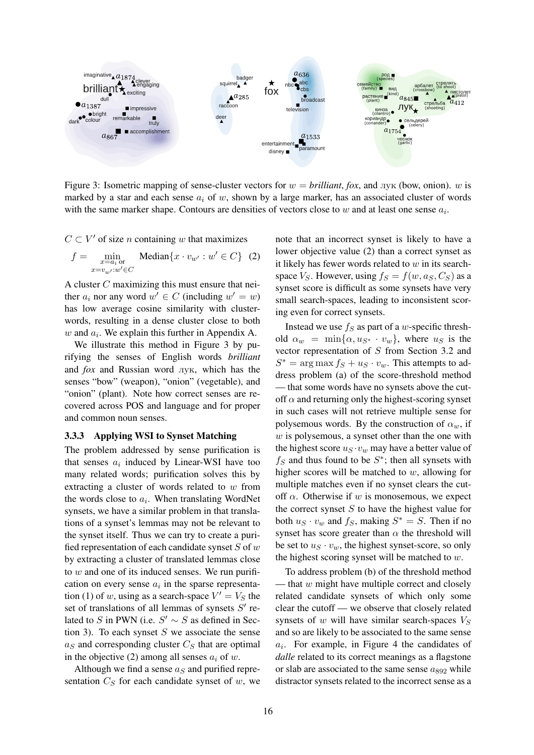imaginative $a_{1874}$ clever engaging
brilliant exciting
dull
$a_{1387}$ impressive
bright
dark colour remarkable truly
$a_{867}$ accomplishment

badger
squirrel
$a_{285}$
raccoon
deer
fox
$a_{636}$
nbc abc
cbs
broadcast
television
$a_{1533}$
entertainment
paramount
disney

род (species)
семейство (family) вид (kind)
растение (plant)
$a_{845}$
арбалет (crossbow) стрелять (to shoot)
пистолет (pistol)
$a_{412}$
стрельба (shooting)
лук
кинза (cilantro)
кориандр (coriander)
сельдерей (celery)
$a_{1754}$
чеснок (garlic)

Figure 3: Isometric mapping of sense-cluster vectors for $w$ = *brilliant*, *fox*, and лук (bow, onion). $w$ is marked by a star and each sense $a_i$ of $w$, shown by a large marker, has an associated cluster of words with the same marker shape. Contours are densities of vectors close to $w$ and at least one sense $a_i$.

$C \subset V'$ of size $n$ containing $w$ that maximizes

$$f = \min_{\substack{x=a_i \text{ or} \\ x=v_{w'}:w' \in C}} \text{Median}\{x \cdot v_{w'} : w' \in C\} \quad (2)$$

A cluster $C$ maximizing this must ensure that neither $a_i$ nor any word $w' \in C$ (including $w' = w$) has low average cosine similarity with cluster-words, resulting in a dense cluster close to both $w$ and $a_i$. We explain this further in Appendix A.

We illustrate this method in Figure 3 by purifying the senses of English words *brilliant* and *fox* and Russian word лук, which has the senses "bow" (weapon), "onion" (vegetable), and "onion" (plant). Note how correct senses are recovered across POS and language and for proper and common noun senses.

### 3.3.3 Applying WSI to Synset Matching

The problem addressed by sense purification is that senses $a_i$ induced by Linear-WSI have too many related words; purification solves this by extracting a cluster of words related to $w$ from the words close to $a_i$. When translating WordNet synsets, we have a similar problem in that translations of a synset's lemmas may not be relevant to the synset itself. Thus we can try to create a purified representation of each candidate synset $S$ of $w$ by extracting a cluster of translated lemmas close to $w$ and one of its induced senses. We run purification on every sense $a_i$ in the sparse representation (1) of $w$, using as a search-space $V' = V_S$ the set of translations of all lemmas of synsets $S'$ related to $S$ in PWN (i.e. $S' \sim S$ as defined in Section 3). To each synset $S$ we associate the sense $a_S$ and corresponding cluster $C_S$ that are optimal in the objective (2) among all senses $a_i$ of $w$.

Although we find a sense $a_S$ and purified representation $C_S$ for each candidate synset of $w$, we note that an incorrect synset is likely to have a lower objective value (2) than a correct synset as it likely has fewer words related to $w$ in its search-space $V_S$. However, using $f_S = f(w, a_S, C_S)$ as a synset score is difficult as some synsets have very small search-spaces, leading to inconsistent scoring even for correct synsets.

Instead we use $f_S$ as part of a $w$-specific threshold $\alpha_w = \min\{\alpha, u_{S^*} \cdot v_w\}$, where $u_S$ is the vector representation of $S$ from Section 3.2 and $S^* = \arg\max f_S + u_S \cdot v_w$. This attempts to address problem (a) of the score-threshold method — that some words have no synsets above the cutoff $\alpha$ and returning only the highest-scoring synset in such cases will not retrieve multiple sense for polysemous words. By the construction of $\alpha_w$, if $w$ is polysemous, a synset other than the one with the highest score $u_S \cdot v_w$ may have a better value of $f_S$ and thus found to be $S^*$; then all synsets with higher scores will be matched to $w$, allowing for multiple matches even if no synset clears the cutoff $\alpha$. Otherwise if $w$ is monosemous, we expect the correct synset $S$ to have the highest value for both $u_S \cdot v_w$ and $f_S$, making $S^* = S$. Then if no synset has score greater than $\alpha$ the threshold will be set to $u_S \cdot v_w$, the highest synset-score, so only the highest scoring synset will be matched to $w$.

To address problem (b) of the threshold method — that $w$ might have multiple correct and closely related candidate synsets of which only some clear the cutoff — we observe that closely related synsets of $w$ will have similar search-spaces $V_S$ and so are likely to be associated to the same sense $a_i$. For example, in Figure 4 the candidates of *dalle* related to its correct meanings as a flagstone or slab are associated to the same sense $a_{892}$ while distractor synsets related to the incorrect sense as a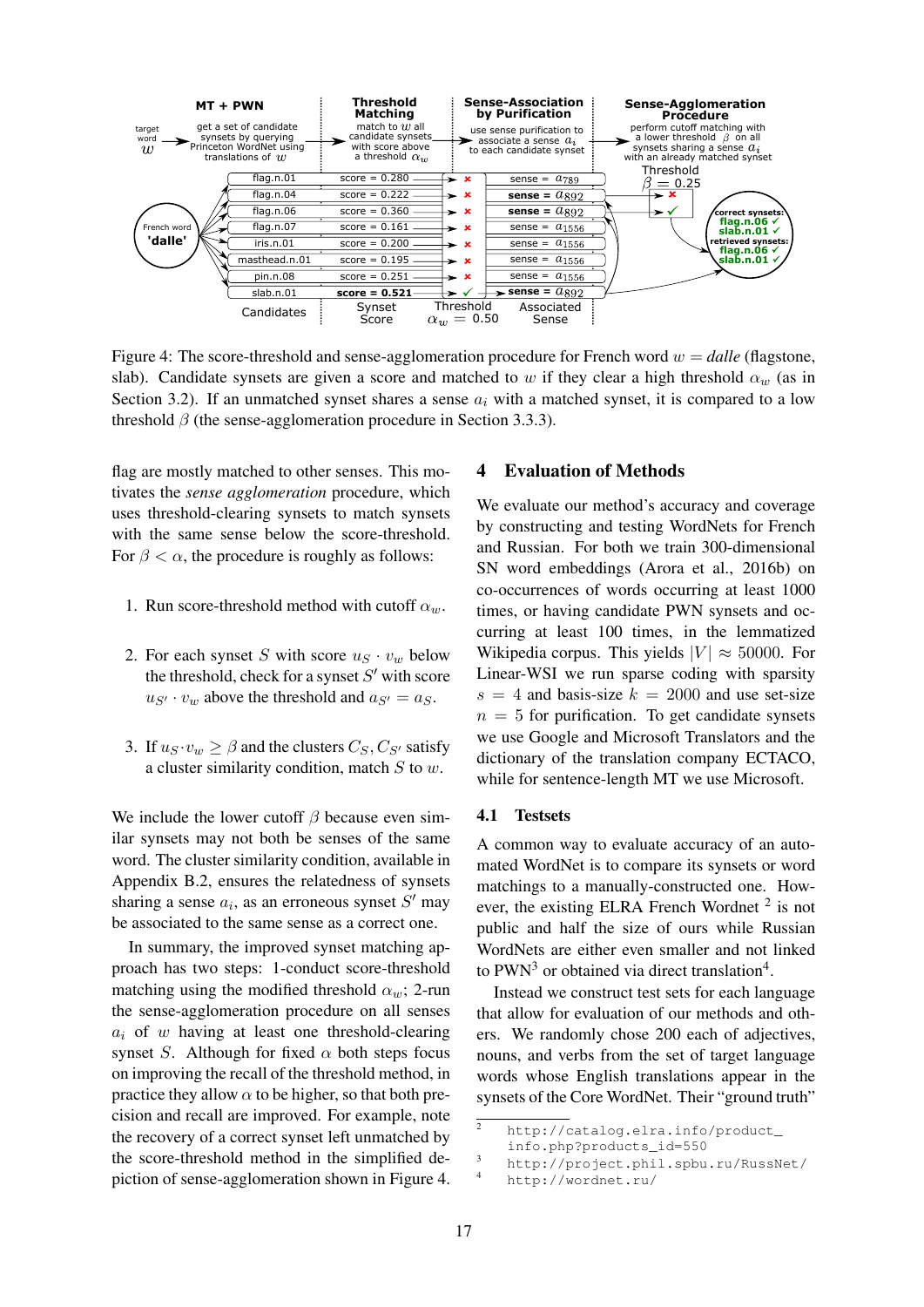MT + PWN

target word $w$

get a set of candidate synsets by querying Princeton WordNet using translations of $w$

Threshold Matching

match to $w$ all candidate synsets with score above a threshold $\alpha_w$

Sense-Association by Purification

use sense purification to associate a sense $a_i$ to each candidate synset

Sense-Agglomeration Procedure

perform cutoff matching with a lower threshold $\beta$ on all synsets sharing a sense $a_i$ with an already matched synset

French word 'dalle'

flag.n.01 score = 0.280 sense = $a_{789}$

flag.n.04 score = 0.222 sense = $a_{892}$

flag.n.06 score = 0.360 sense = $a_{892}$

flag.n.07 score = 0.161 sense = $a_{1556}$

iris.n.01 score = 0.200 sense = $a_{1556}$

masthead.n.01 score = 0.195 sense = $a_{1556}$

pin.n.08 score = 0.251 sense = $a_{1556}$

slab.n.01 score = 0.521 sense = $a_{892}$

Candidates

Synset Score

Threshold $\alpha_w = 0.50$

Associated Sense

Threshold $\beta = 0.25$

correct synsets: flag.n.06 ✓ slab.n.01 ✓

retrieved synsets: flag.n.06 ✓ slab.n.01 ✓

Figure 4: The score-threshold and sense-agglomeration procedure for French word $w = $ *dalle* (flagstone, slab). Candidate synsets are given a score and matched to $w$ if they clear a high threshold $\alpha_w$ (as in Section 3.2). If an unmatched synset shares a sense $a_i$ with a matched synset, it is compared to a low threshold $\beta$ (the sense-agglomeration procedure in Section 3.3.3).

flag are mostly matched to other senses. This motivates the *sense agglomeration* procedure, which uses threshold-clearing synsets to match synsets with the same sense below the score-threshold. For $\beta < \alpha$, the procedure is roughly as follows:

1. Run score-threshold method with cutoff $\alpha_w$.

2. For each synset $S$ with score $u_S \cdot v_w$ below the threshold, check for a synset $S'$ with score $u_{S'} \cdot v_w$ above the threshold and $a_{S'} = a_S$.

3. If $u_S \cdot v_w \geq \beta$ and the clusters $C_S, C_{S'}$ satisfy a cluster similarity condition, match $S$ to $w$.

We include the lower cutoff $\beta$ because even similar synsets may not both be senses of the same word. The cluster similarity condition, available in Appendix B.2, ensures the relatedness of synsets sharing a sense $a_i$, as an erroneous synset $S'$ may be associated to the same sense as a correct one.

In summary, the improved synset matching approach has two steps: 1-conduct score-threshold matching using the modified threshold $\alpha_w$; 2-run the sense-agglomeration procedure on all senses $a_i$ of $w$ having at least one threshold-clearing synset $S$. Although for fixed $\alpha$ both steps focus on improving the recall of the threshold method, in practice they allow $\alpha$ to be higher, so that both precision and recall are improved. For example, note the recovery of a correct synset left unmatched by the score-threshold method in the simplified depiction of sense-agglomeration shown in Figure 4.

## 4 Evaluation of Methods

We evaluate our method's accuracy and coverage by constructing and testing WordNets for French and Russian. For both we train 300-dimensional SN word embeddings (Arora et al., 2016b) on co-occurrences of words occurring at least 1000 times, or having candidate PWN synsets and occurring at least 100 times, in the lemmatized Wikipedia corpus. This yields $|V| \approx 50000$. For Linear-WSI we run sparse coding with sparsity $s = 4$ and basis-size $k = 2000$ and use set-size $n = 5$ for purification. To get candidate synsets we use Google and Microsoft Translators and the dictionary of the translation company ECTACO, while for sentence-length MT we use Microsoft.

### 4.1 Testsets

A common way to evaluate accuracy of an automated WordNet is to compare its synsets or word matchings to a manually-constructed one. However, the existing ELRA French Wordnet [2] is not public and half the size of ours while Russian WordNets are either even smaller and not linked to PWN[3] or obtained via direct translation[4].

Instead we construct test sets for each language that allow for evaluation of our methods and others. We randomly chose 200 each of adjectives, nouns, and verbs from the set of target language words whose English translations appear in the synsets of the Core WordNet. Their "ground truth"

[2] http://catalog.elra.info/product_info.php?products_id=550

[3] http://project.phil.spbu.ru/RussNet/

[4] http://wordnet.ru/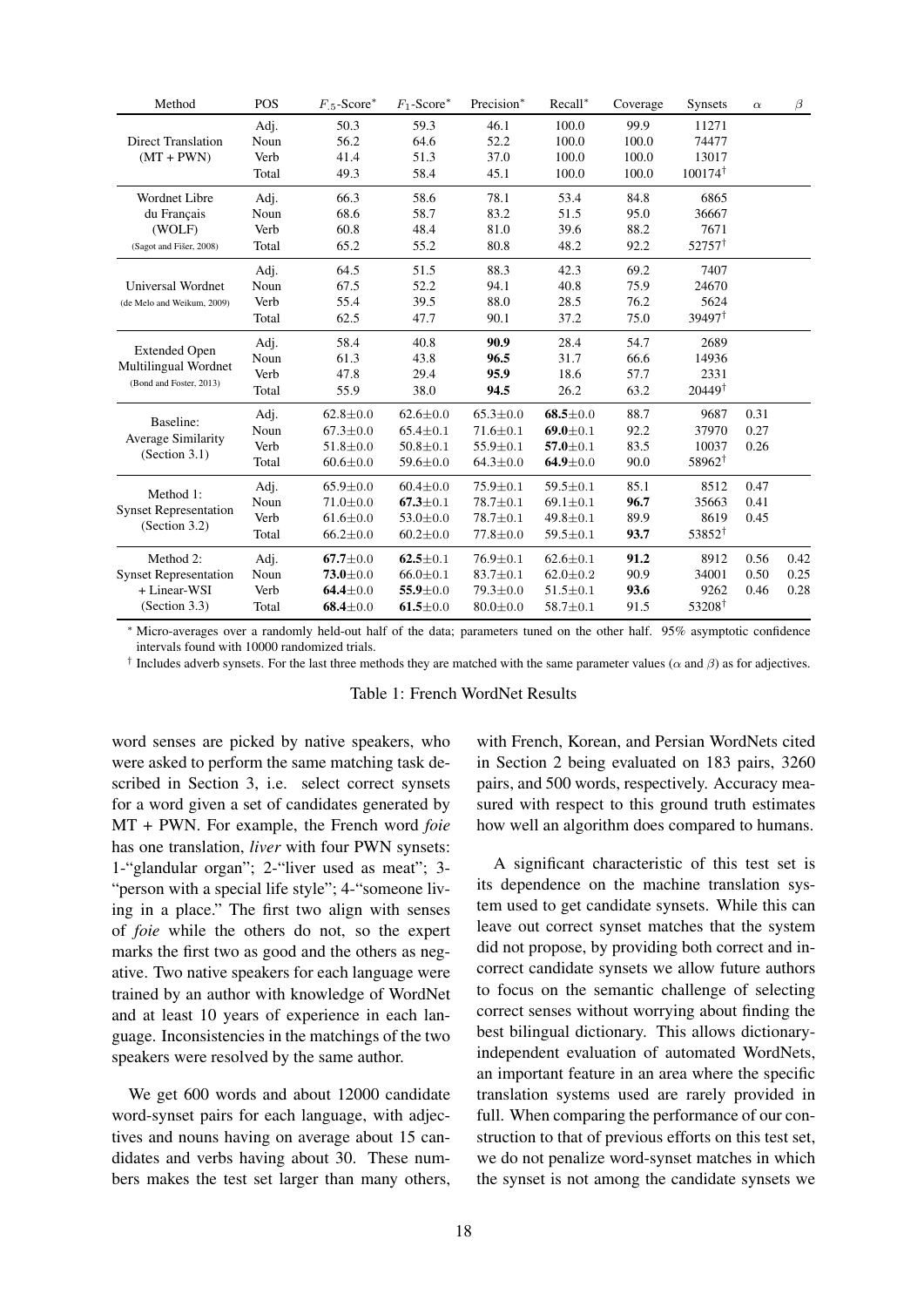| Method | POS | $F_{.5}$-Score* | $F_1$-Score* | Precision* | Recall* | Coverage | Synsets | $\alpha$ | $\beta$ |
|---|---|---|---|---|---|---|---|---|---|
| Direct Translation (MT + PWN) | Adj. | 50.3 | 59.3 | 46.1 | 100.0 | 99.9 | 11271 | | |
| | Noun | 56.2 | 64.6 | 52.2 | 100.0 | 100.0 | 74477 | | |
| | Verb | 41.4 | 51.3 | 37.0 | 100.0 | 100.0 | 13017 | | |
| | Total | 49.3 | 58.4 | 45.1 | 100.0 | 100.0 | 100174† | | |
| Wordnet Libre du Français (WOLF) (Sagot and Fišer, 2008) | Adj. | 66.3 | 58.6 | 78.1 | 53.4 | 84.8 | 6865 | | |
| | Noun | 68.6 | 58.7 | 83.2 | 51.5 | 95.0 | 36667 | | |
| | Verb | 60.8 | 48.4 | 81.0 | 39.6 | 88.2 | 7671 | | |
| | Total | 65.2 | 55.2 | 80.8 | 48.2 | 92.2 | 52757† | | |
| Universal Wordnet (de Melo and Weikum, 2009) | Adj. | 64.5 | 51.5 | 88.3 | 42.3 | 69.2 | 7407 | | |
| | Noun | 67.5 | 52.2 | 94.1 | 40.8 | 75.9 | 24670 | | |
| | Verb | 55.4 | 39.5 | 88.0 | 28.5 | 76.2 | 5624 | | |
| | Total | 62.5 | 47.7 | 90.1 | 37.2 | 75.0 | 39497† | | |
| Extended Open Multilingual Wordnet (Bond and Foster, 2013) | Adj. | 58.4 | 40.8 | **90.9** | 28.4 | 54.7 | 2689 | | |
| | Noun | 61.3 | 43.8 | **96.5** | 31.7 | 66.6 | 14936 | | |
| | Verb | 47.8 | 29.4 | **95.9** | 18.6 | 57.7 | 2331 | | |
| | Total | 55.9 | 38.0 | **94.5** | 26.2 | 63.2 | 20449† | | |
| Baseline: Average Similarity (Section 3.1) | Adj. | 62.8±0.0 | 62.6±0.0 | 65.3±0.0 | **68.5**±0.0 | 88.7 | 9687 | 0.31 | |
| | Noun | 67.3±0.0 | 65.4±0.1 | 71.6±0.1 | **69.0**±0.1 | 92.2 | 37970 | 0.27 | |
| | Verb | 51.8±0.0 | 50.8±0.1 | 55.9±0.1 | **57.0**±0.1 | 83.5 | 10037 | 0.26 | |
| | Total | 60.6±0.0 | 59.6±0.0 | 64.3±0.0 | **64.9**±0.0 | 90.0 | 58962† | | |
| Method 1: Synset Representation (Section 3.2) | Adj. | 65.9±0.0 | 60.4±0.0 | 75.9±0.1 | 59.5±0.1 | 85.1 | 8512 | 0.47 | |
| | Noun | 71.0±0.0 | **67.3**±0.1 | 78.7±0.1 | 69.1±0.1 | **96.7** | 35663 | 0.41 | |
| | Verb | 61.6±0.0 | 53.0±0.0 | 78.7±0.1 | 49.8±0.1 | 89.9 | 8619 | 0.45 | |
| | Total | 66.2±0.0 | 60.2±0.0 | 77.8±0.0 | 59.5±0.1 | **93.7** | 53852† | | |
| Method 2: Synset Representation + Linear-WSI (Section 3.3) | Adj. | **67.7**±0.0 | **62.5**±0.1 | 76.9±0.1 | 62.6±0.1 | **91.2** | 8912 | 0.56 | 0.42 |
| | Noun | **73.0**±0.0 | 66.0±0.1 | 83.7±0.1 | 62.0±0.2 | 90.9 | 34001 | 0.50 | 0.25 |
| | Verb | **64.4**±0.0 | **55.9**±0.0 | 79.3±0.0 | 51.5±0.1 | **93.6** | 9262 | 0.46 | 0.28 |
| | Total | **68.4**±0.0 | **61.5**±0.0 | 80.0±0.0 | 58.7±0.1 | 91.5 | 53208† | | |

* Micro-averages over a randomly held-out half of the data; parameters tuned on the other half. 95% asymptotic confidence intervals found with 10000 randomized trials.

† Includes adverb synsets. For the last three methods they are matched with the same parameter values ($\alpha$ and $\beta$) as for adjectives.

Table 1: French WordNet Results

word senses are picked by native speakers, who were asked to perform the same matching task described in Section 3, i.e. select correct synsets for a word given a set of candidates generated by MT + PWN. For example, the French word *foie* has one translation, *liver* with four PWN synsets: 1-"glandular organ"; 2-"liver used as meat"; 3-"person with a special life style"; 4-"someone living in a place." The first two align with senses of *foie* while the others do not, so the expert marks the first two as good and the others as negative. Two native speakers for each language were trained by an author with knowledge of WordNet and at least 10 years of experience in each language. Inconsistencies in the matchings of the two speakers were resolved by the same author.

We get 600 words and about 12000 candidate word-synset pairs for each language, with adjectives and nouns having on average about 15 candidates and verbs having about 30. These numbers makes the test set larger than many others, with French, Korean, and Persian WordNets cited in Section 2 being evaluated on 183 pairs, 3260 pairs, and 500 words, respectively. Accuracy measured with respect to this ground truth estimates how well an algorithm does compared to humans.

A significant characteristic of this test set is its dependence on the machine translation system used to get candidate synsets. While this can leave out correct synset matches that the system did not propose, by providing both correct and incorrect candidate synsets we allow future authors to focus on the semantic challenge of selecting correct senses without worrying about finding the best bilingual dictionary. This allows dictionary-independent evaluation of automated WordNets, an important feature in an area where the specific translation systems used are rarely provided in full. When comparing the performance of our construction to that of previous efforts on this test set, we do not penalize word-synset matches in which the synset is not among the candidate synsets we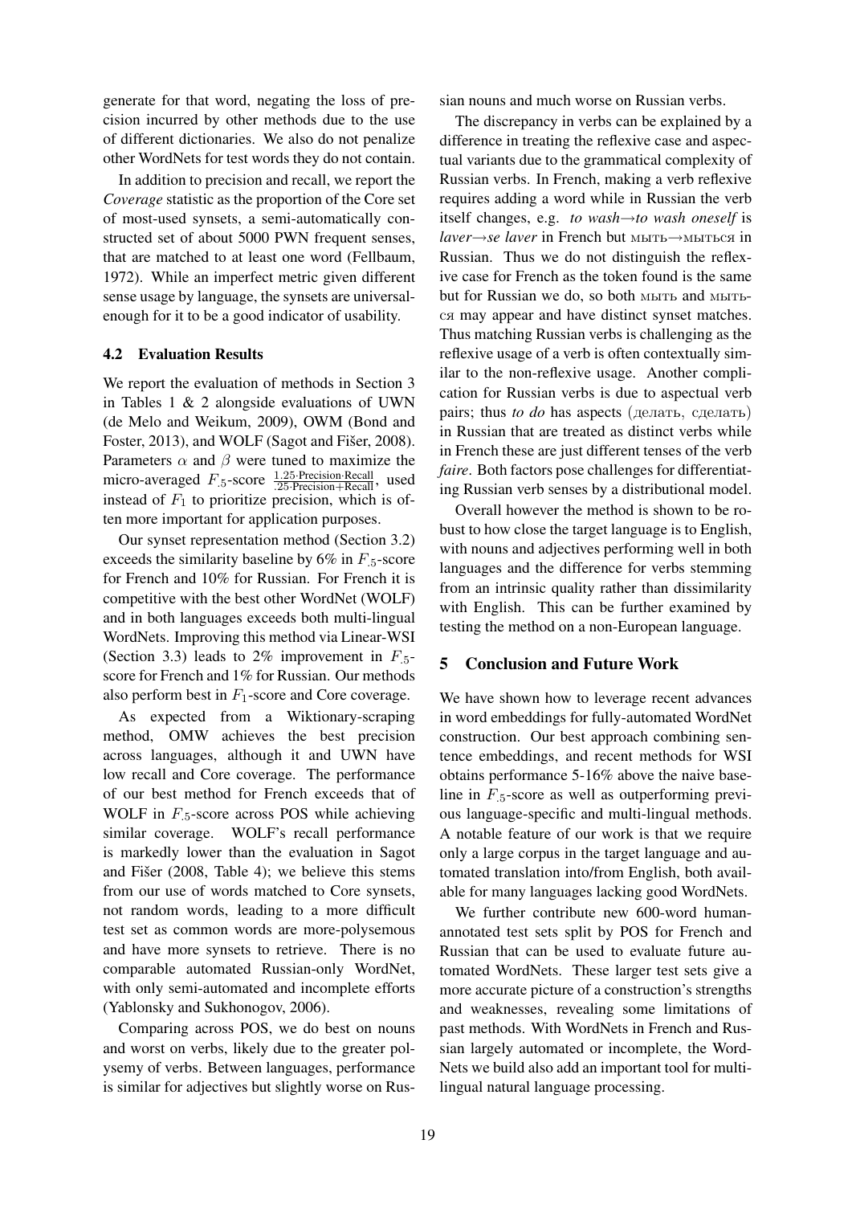generate for that word, negating the loss of precision incurred by other methods due to the use of different dictionaries. We also do not penalize other WordNets for test words they do not contain.

In addition to precision and recall, we report the *Coverage* statistic as the proportion of the Core set of most-used synsets, a semi-automatically constructed set of about 5000 PWN frequent senses, that are matched to at least one word (Fellbaum, 1972). While an imperfect metric given different sense usage by language, the synsets are universal-enough for it to be a good indicator of usability.

### 4.2 Evaluation Results

We report the evaluation of methods in Section 3 in Tables 1 & 2 alongside evaluations of UWN (de Melo and Weikum, 2009), OWM (Bond and Foster, 2013), and WOLF (Sagot and Fišer, 2008). Parameters $\alpha$ and $\beta$ were tuned to maximize the micro-averaged $F_{.5}$-score $\frac{1.25 \cdot \text{Precision} \cdot \text{Recall}}{.25 \cdot \text{Precision} + \text{Recall}}$, used instead of $F_1$ to prioritize precision, which is often more important for application purposes.

Our synset representation method (Section 3.2) exceeds the similarity baseline by 6% in $F_{.5}$-score for French and 10% for Russian. For French it is competitive with the best other WordNet (WOLF) and in both languages exceeds both multi-lingual WordNets. Improving this method via Linear-WSI (Section 3.3) leads to 2% improvement in $F_{.5}$-score for French and 1% for Russian. Our methods also perform best in $F_1$-score and Core coverage.

As expected from a Wiktionary-scraping method, OMW achieves the best precision across languages, although it and UWN have low recall and Core coverage. The performance of our best method for French exceeds that of WOLF in $F_{.5}$-score across POS while achieving similar coverage. WOLF's recall performance is markedly lower than the evaluation in Sagot and Fišer (2008, Table 4); we believe this stems from our use of words matched to Core synsets, not random words, leading to a more difficult test set as common words are more-polysemous and have more synsets to retrieve. There is no comparable automated Russian-only WordNet, with only semi-automated and incomplete efforts (Yablonsky and Sukhonogov, 2006).

Comparing across POS, we do best on nouns and worst on verbs, likely due to the greater polysemy of verbs. Between languages, performance is similar for adjectives but slightly worse on Russian nouns and much worse on Russian verbs.

The discrepancy in verbs can be explained by a difference in treating the reflexive case and aspectual variants due to the grammatical complexity of Russian verbs. In French, making a verb reflexive requires adding a word while in Russian the verb itself changes, e.g. *to wash→to wash oneself* is *laver→se laver* in French but мыть→мыться in Russian. Thus we do not distinguish the reflexive case for French as the token found is the same but for Russian we do, so both мыть and мыться may appear and have distinct synset matches. Thus matching Russian verbs is challenging as the reflexive usage of a verb is often contextually similar to the non-reflexive usage. Another complication for Russian verbs is due to aspectual verb pairs; thus *to do* has aspects (делать, сделать) in Russian that are treated as distinct verbs while in French these are just different tenses of the verb *faire*. Both factors pose challenges for differentiating Russian verb senses by a distributional model.

Overall however the method is shown to be robust to how close the target language is to English, with nouns and adjectives performing well in both languages and the difference for verbs stemming from an intrinsic quality rather than dissimilarity with English. This can be further examined by testing the method on a non-European language.

## 5 Conclusion and Future Work

We have shown how to leverage recent advances in word embeddings for fully-automated WordNet construction. Our best approach combining sentence embeddings, and recent methods for WSI obtains performance 5-16% above the naive baseline in $F_{.5}$-score as well as outperforming previous language-specific and multi-lingual methods. A notable feature of our work is that we require only a large corpus in the target language and automated translation into/from English, both available for many languages lacking good WordNets.

We further contribute new 600-word human-annotated test sets split by POS for French and Russian that can be used to evaluate future automated WordNets. These larger test sets give a more accurate picture of a construction's strengths and weaknesses, revealing some limitations of past methods. With WordNets in French and Russian largely automated or incomplete, the WordNets we build also add an important tool for multilingual natural language processing.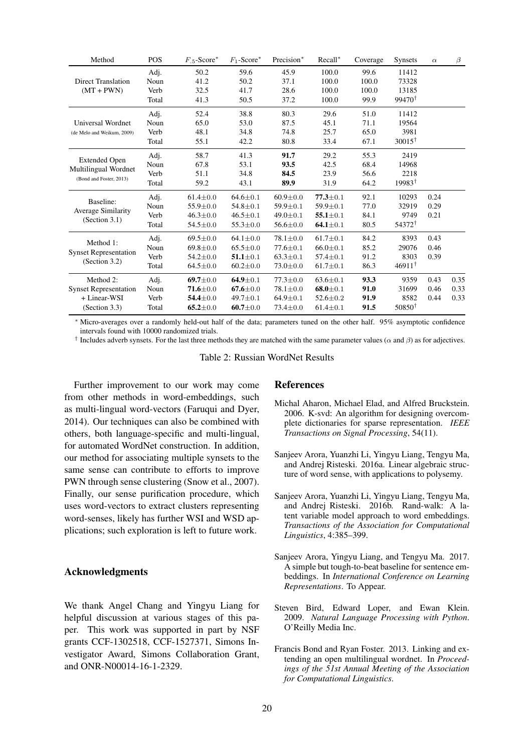| Method | POS | $F_{.5}$-Score* | $F_1$-Score* | Precision* | Recall* | Coverage | Synsets | $\alpha$ | $\beta$ |
|---|---|---|---|---|---|---|---|---|---|
| Direct Translation (MT + PWN) | Adj. | 50.2 | 59.6 | 45.9 | 100.0 | 99.6 | 11412 | | |
| | Noun | 41.2 | 50.2 | 37.1 | 100.0 | 100.0 | 73328 | | |
| | Verb | 32.5 | 41.7 | 28.6 | 100.0 | 100.0 | 13185 | | |
| | Total | 41.3 | 50.5 | 37.2 | 100.0 | 99.9 | 99470† | | |
| Universal Wordnet (de Melo and Weikum, 2009) | Adj. | 52.4 | 38.8 | 80.3 | 29.6 | 51.0 | 11412 | | |
| | Noun | 65.0 | 53.0 | 87.5 | 45.1 | 71.1 | 19564 | | |
| | Verb | 48.1 | 34.8 | 74.8 | 25.7 | 65.0 | 3981 | | |
| | Total | 55.1 | 42.2 | 80.8 | 33.4 | 67.1 | 30015† | | |
| Extended Open Multilingual Wordnet (Bond and Foster, 2013) | Adj. | 58.7 | 41.3 | **91.7** | 29.2 | 55.3 | 2419 | | |
| | Noun | 67.8 | 53.1 | **93.5** | 42.5 | 68.4 | 14968 | | |
| | Verb | 51.1 | 34.8 | **84.5** | 23.9 | 56.6 | 2218 | | |
| | Total | 59.2 | 43.1 | **89.9** | 31.9 | 64.2 | 19983† | | |
| Baseline: Average Similarity (Section 3.1) | Adj. | 61.4±0.0 | 64.6±0.1 | 60.9±0.0 | **77.3**±0.1 | 92.1 | 10293 | 0.24 | |
| | Noun | 55.9±0.0 | 54.8±0.1 | 59.9±0.1 | 59.9±0.1 | 77.0 | 32919 | 0.29 | |
| | Verb | 46.3±0.0 | 46.5±0.1 | 49.0±0.1 | **55.1**±0.1 | 84.1 | 9749 | 0.21 | |
| | Total | 54.5±0.0 | 55.3±0.0 | 56.6±0.0 | **64.1**±0.1 | 80.5 | 54372† | | |
| Method 1: Synset Representation (Section 3.2) | Adj. | 69.5±0.0 | 64.1±0.0 | 78.1±0.0 | 61.7±0.1 | 84.2 | 8393 | 0.43 | |
| | Noun | 69.8±0.0 | 65.5±0.0 | 77.6±0.1 | 66.0±0.1 | 85.2 | 29076 | 0.46 | |
| | Verb | 54.2±0.0 | **51.1**±0.1 | 63.3±0.1 | 57.4±0.1 | 91.2 | 8303 | 0.39 | |
| | Total | 64.5±0.0 | 60.2±0.0 | 73.0±0.0 | 61.7±0.1 | 86.3 | 46911† | | |
| Method 2: Synset Representation + Linear-WSI (Section 3.3) | Adj. | **69.7**±0.0 | **64.9**±0.1 | 77.3±0.0 | 63.6±0.1 | **93.3** | 9359 | 0.43 | 0.35 |
| | Noun | **71.6**±0.0 | **67.6**±0.0 | 78.1±0.0 | **68.0**±0.1 | **91.0** | 31699 | 0.46 | 0.33 |
| | Verb | **54.4**±0.0 | 49.7±0.1 | 64.9±0.1 | 52.6±0.2 | **91.9** | 8582 | 0.44 | 0.33 |
| | Total | **65.2**±0.0 | **60.7**±0.0 | 73.4±0.0 | 61.4±0.1 | **91.5** | 50850† | | |

\* Micro-averages over a randomly held-out half of the data; parameters tuned on the other half. 95% asymptotic confidence intervals found with 10000 randomized trials.

† Includes adverb synsets. For the last three methods they are matched with the same parameter values ($\alpha$ and $\beta$) as for adjectives.

Table 2: Russian WordNet Results

Further improvement to our work may come from other methods in word-embeddings, such as multi-lingual word-vectors (Faruqui and Dyer, 2014). Our techniques can also be combined with others, both language-specific and multi-lingual, for automated WordNet construction. In addition, our method for associating multiple synsets to the same sense can contribute to efforts to improve PWN through sense clustering (Snow et al., 2007). Finally, our sense purification procedure, which uses word-vectors to extract clusters representing word-senses, likely has further WSI and WSD applications; such exploration is left to future work.

## Acknowledgments

We thank Angel Chang and Yingyu Liang for helpful discussion at various stages of this paper. This work was supported in part by NSF grants CCF-1302518, CCF-1527371, Simons Investigator Award, Simons Collaboration Grant, and ONR-N00014-16-1-2329.

## References

Michal Aharon, Michael Elad, and Alfred Bruckstein. 2006. K-svd: An algorithm for designing overcomplete dictionaries for sparse representation. *IEEE Transactions on Signal Processing*, 54(11).

Sanjeev Arora, Yuanzhi Li, Yingyu Liang, Tengyu Ma, and Andrej Risteski. 2016a. Linear algebraic structure of word sense, with applications to polysemy.

Sanjeev Arora, Yuanzhi Li, Yingyu Liang, Tengyu Ma, and Andrej Risteski. 2016b. Rand-walk: A latent variable model approach to word embeddings. *Transactions of the Association for Computational Linguistics*, 4:385–399.

Sanjeev Arora, Yingyu Liang, and Tengyu Ma. 2017. A simple but tough-to-beat baseline for sentence embeddings. In *International Conference on Learning Representations*. To Appear.

Steven Bird, Edward Loper, and Ewan Klein. 2009. *Natural Language Processing with Python*. O'Reilly Media Inc.

Francis Bond and Ryan Foster. 2013. Linking and extending an open multilingual wordnet. In *Proceedings of the 51st Annual Meeting of the Association for Computational Linguistics*.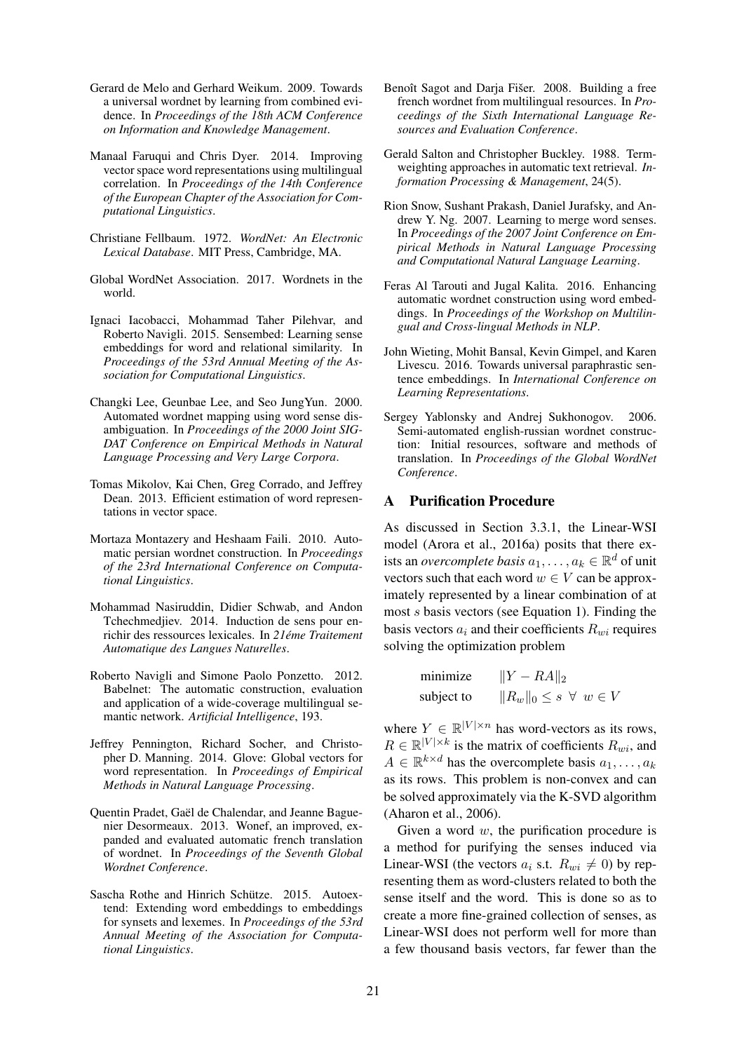Gerard de Melo and Gerhard Weikum. 2009. Towards a universal wordnet by learning from combined evidence. In *Proceedings of the 18th ACM Conference on Information and Knowledge Management*.

Manaal Faruqui and Chris Dyer. 2014. Improving vector space word representations using multilingual correlation. In *Proceedings of the 14th Conference of the European Chapter of the Association for Computational Linguistics*.

Christiane Fellbaum. 1972. *WordNet: An Electronic Lexical Database*. MIT Press, Cambridge, MA.

Global WordNet Association. 2017. Wordnets in the world.

Ignaci Iacobacci, Mohammad Taher Pilehvar, and Roberto Navigli. 2015. Sensembed: Learning sense embeddings for word and relational similarity. In *Proceedings of the 53rd Annual Meeting of the Association for Computational Linguistics*.

Changki Lee, Geunbae Lee, and Seo JungYun. 2000. Automated wordnet mapping using word sense disambiguation. In *Proceedings of the 2000 Joint SIGDAT Conference on Empirical Methods in Natural Language Processing and Very Large Corpora*.

Tomas Mikolov, Kai Chen, Greg Corrado, and Jeffrey Dean. 2013. Efficient estimation of word representations in vector space.

Mortaza Montazery and Heshaam Faili. 2010. Automatic persian wordnet construction. In *Proceedings of the 23rd International Conference on Computational Linguistics*.

Mohammad Nasiruddin, Didier Schwab, and Andon Tchechmedjiev. 2014. Induction de sens pour enrichir des ressources lexicales. In *21éme Traitement Automatique des Langues Naturelles*.

Roberto Navigli and Simone Paolo Ponzetto. 2012. Babelnet: The automatic construction, evaluation and application of a wide-coverage multilingual semantic network. *Artificial Intelligence*, 193.

Jeffrey Pennington, Richard Socher, and Christopher D. Manning. 2014. Glove: Global vectors for word representation. In *Proceedings of Empirical Methods in Natural Language Processing*.

Quentin Pradet, Gaël de Chalendar, and Jeanne Baguenier Desormeaux. 2013. Wonef, an improved, expanded and evaluated automatic french translation of wordnet. In *Proceedings of the Seventh Global Wordnet Conference*.

Sascha Rothe and Hinrich Schütze. 2015. Autoextend: Extending word embeddings to embeddings for synsets and lexemes. In *Proceedings of the 53rd Annual Meeting of the Association for Computational Linguistics*.

Benoît Sagot and Darja Fišer. 2008. Building a free french wordnet from multilingual resources. In *Proceedings of the Sixth International Language Resources and Evaluation Conference*.

Gerald Salton and Christopher Buckley. 1988. Term-weighting approaches in automatic text retrieval. *Information Processing & Management*, 24(5).

Rion Snow, Sushant Prakash, Daniel Jurafsky, and Andrew Y. Ng. 2007. Learning to merge word senses. In *Proceedings of the 2007 Joint Conference on Empirical Methods in Natural Language Processing and Computational Natural Language Learning*.

Feras Al Tarouti and Jugal Kalita. 2016. Enhancing automatic wordnet construction using word embeddings. In *Proceedings of the Workshop on Multilingual and Cross-lingual Methods in NLP*.

John Wieting, Mohit Bansal, Kevin Gimpel, and Karen Livescu. 2016. Towards universal paraphrastic sentence embeddings. In *International Conference on Learning Representations*.

Sergey Yablonsky and Andrej Sukhonogov. 2006. Semi-automated english-russian wordnet construction: Initial resources, software and methods of translation. In *Proceedings of the Global WordNet Conference*.

## A Purification Procedure

As discussed in Section 3.3.1, the Linear-WSI model (Arora et al., 2016a) posits that there exists an *overcomplete basis* $a_1, \ldots, a_k \in \mathbb{R}^d$ of unit vectors such that each word $w \in V$ can be approximately represented by a linear combination of at most $s$ basis vectors (see Equation 1). Finding the basis vectors $a_i$ and their coefficients $R_{wi}$ requires solving the optimization problem

$$\begin{array}{ll} \text{minimize} & \|Y - RA\|_2 \\ \text{subject to} & \|R_w\|_0 \leq s \ \forall \ w \in V \end{array}$$

where $Y \in \mathbb{R}^{|V| \times n}$ has word-vectors as its rows, $R \in \mathbb{R}^{|V| \times k}$ is the matrix of coefficients $R_{wi}$, and $A \in \mathbb{R}^{k \times d}$ has the overcomplete basis $a_1, \ldots, a_k$ as its rows. This problem is non-convex and can be solved approximately via the K-SVD algorithm (Aharon et al., 2006).

Given a word $w$, the purification procedure is a method for purifying the senses induced via Linear-WSI (the vectors $a_i$ s.t. $R_{wi} \neq 0$) by representing them as word-clusters related to both the sense itself and the word. This is done so as to create a more fine-grained collection of senses, as Linear-WSI does not perform well for more than a few thousand basis vectors, far fewer than the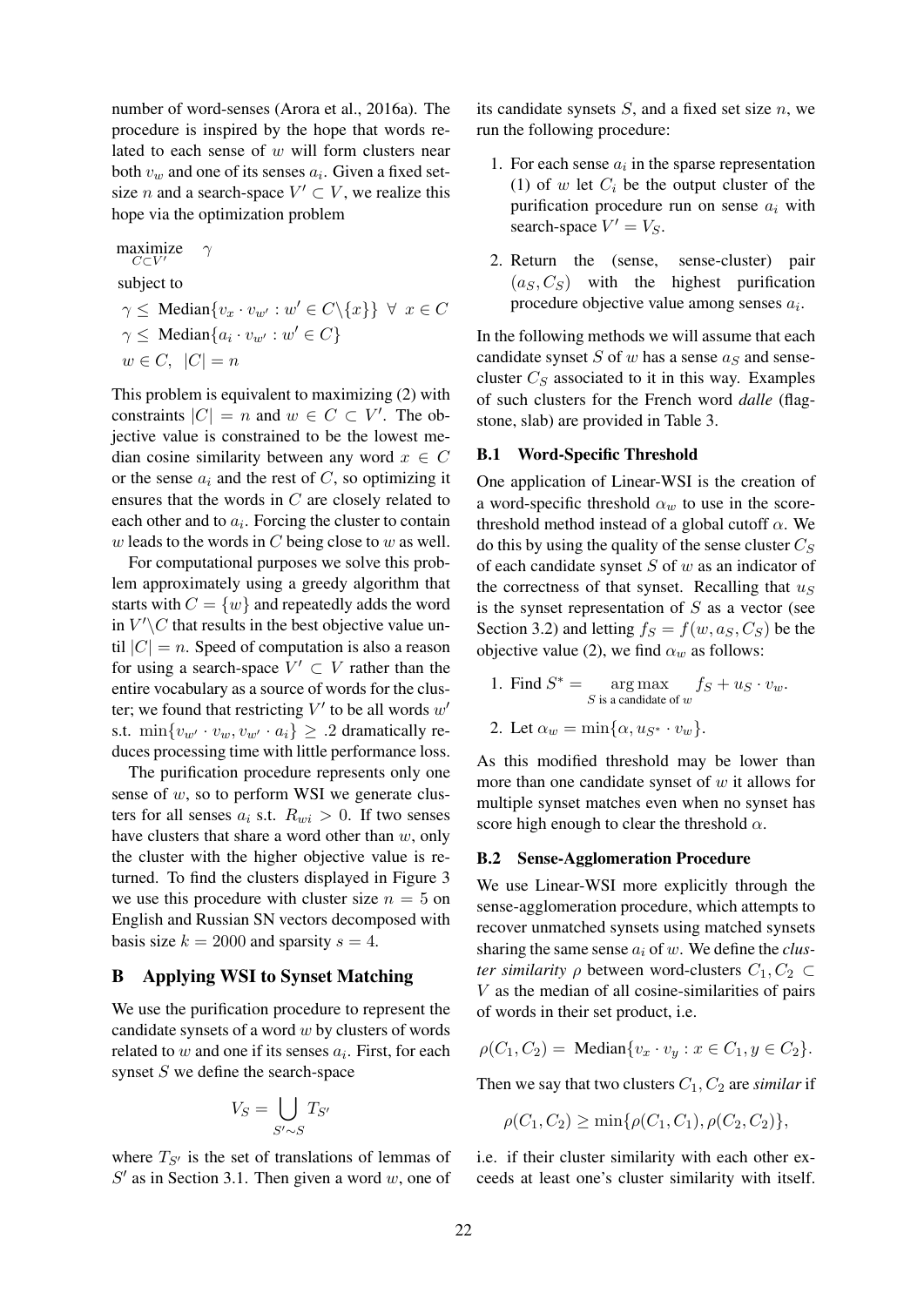number of word-senses (Arora et al., 2016a). The procedure is inspired by the hope that words related to each sense of $w$ will form clusters near both $v_w$ and one of its senses $a_i$. Given a fixed set-size $n$ and a search-space $V' \subset V$, we realize this hope via the optimization problem

$$\begin{aligned}
&\underset{C \subset V'}{\text{maximize}} \quad \gamma \\
&\text{subject to} \\
&\gamma \leq \text{ Median}\{v_x \cdot v_{w'} : w' \in C \backslash \{x\}\} \;\; \forall \;\; x \in C \\
&\gamma \leq \text{ Median}\{a_i \cdot v_{w'} : w' \in C\} \\
&w \in C, \;\; |C| = n
\end{aligned}$$

This problem is equivalent to maximizing (2) with constraints $|C| = n$ and $w \in C \subset V'$. The objective value is constrained to be the lowest median cosine similarity between any word $x \in C$ or the sense $a_i$ and the rest of $C$, so optimizing it ensures that the words in $C$ are closely related to each other and to $a_i$. Forcing the cluster to contain $w$ leads to the words in $C$ being close to $w$ as well.

For computational purposes we solve this problem approximately using a greedy algorithm that starts with $C = \{w\}$ and repeatedly adds the word in $V' \backslash C$ that results in the best objective value until $|C| = n$. Speed of computation is also a reason for using a search-space $V' \subset V$ rather than the entire vocabulary as a source of words for the cluster; we found that restricting $V'$ to be all words $w'$ s.t. $\min\{v_{w'} \cdot v_w, v_{w'} \cdot a_i\} \geq .2$ dramatically reduces processing time with little performance loss.

The purification procedure represents only one sense of $w$, so to perform WSI we generate clusters for all senses $a_i$ s.t. $R_{wi} > 0$. If two senses have clusters that share a word other than $w$, only the cluster with the higher objective value is returned. To find the clusters displayed in Figure 3 we use this procedure with cluster size $n = 5$ on English and Russian SN vectors decomposed with basis size $k = 2000$ and sparsity $s = 4$.

## B Applying WSI to Synset Matching

We use the purification procedure to represent the candidate synsets of a word $w$ by clusters of words related to $w$ and one if its senses $a_i$. First, for each synset $S$ we define the search-space

$$V_S = \bigcup_{S' \sim S} T_{S'}$$

where $T_{S'}$ is the set of translations of lemmas of $S'$ as in Section 3.1. Then given a word $w$, one of its candidate synsets $S$, and a fixed set size $n$, we run the following procedure:

1. For each sense $a_i$ in the sparse representation (1) of $w$ let $C_i$ be the output cluster of the purification procedure run on sense $a_i$ with search-space $V' = V_S$.
2. Return the (sense, sense-cluster) pair $(a_S, C_S)$ with the highest purification procedure objective value among senses $a_i$.

In the following methods we will assume that each candidate synset $S$ of $w$ has a sense $a_S$ and sense-cluster $C_S$ associated to it in this way. Examples of such clusters for the French word *dalle* (flagstone, slab) are provided in Table 3.

### B.1 Word-Specific Threshold

One application of Linear-WSI is the creation of a word-specific threshold $\alpha_w$ to use in the score-threshold method instead of a global cutoff $\alpha$. We do this by using the quality of the sense cluster $C_S$ of each candidate synset $S$ of $w$ as an indicator of the correctness of that synset. Recalling that $u_S$ is the synset representation of $S$ as a vector (see Section 3.2) and letting $f_S = f(w, a_S, C_S)$ be the objective value (2), we find $\alpha_w$ as follows:

1. Find $S^* = \underset{S \text{ is a candidate of } w}{\arg\max} \; f_S + u_S \cdot v_w$.
2. Let $\alpha_w = \min\{\alpha, u_{S^*} \cdot v_w\}$.

As this modified threshold may be lower than more than one candidate synset of $w$ it allows for multiple synset matches even when no synset has score high enough to clear the threshold $\alpha$.

### B.2 Sense-Agglomeration Procedure

We use Linear-WSI more explicitly through the sense-agglomeration procedure, which attempts to recover unmatched synsets using matched synsets sharing the same sense $a_i$ of $w$. We define the *cluster similarity* $\rho$ between word-clusters $C_1, C_2 \subset V$ as the median of all cosine-similarities of pairs of words in their set product, i.e.

$$\rho(C_1, C_2) = \text{ Median}\{v_x \cdot v_y : x \in C_1, y \in C_2\}.$$

Then we say that two clusters $C_1, C_2$ are *similar* if

$$\rho(C_1, C_2) \geq \min\{\rho(C_1, C_1), \rho(C_2, C_2)\},$$

i.e. if their cluster similarity with each other exceeds at least one's cluster similarity with itself.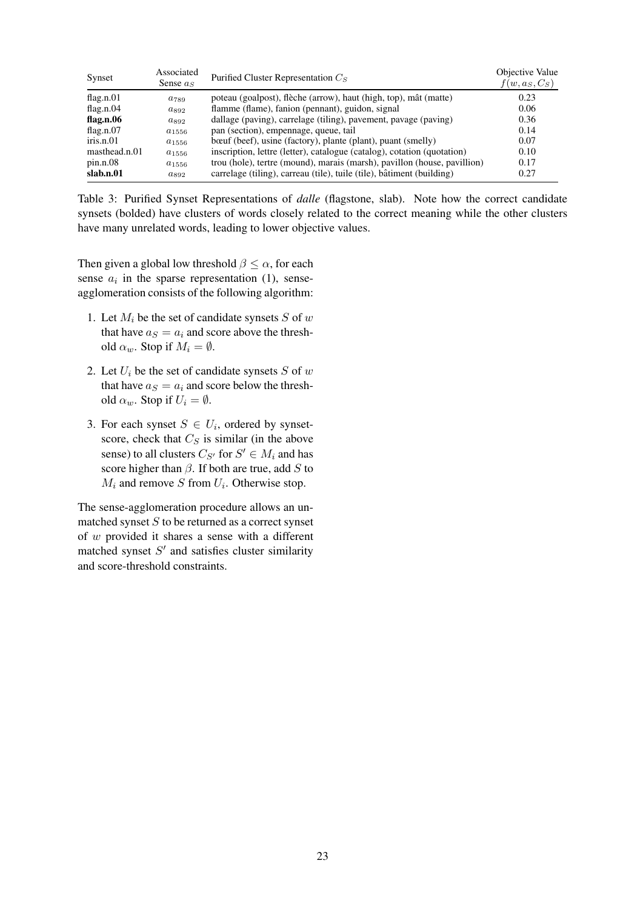| Synset | Associated Sense $a_S$ | Purified Cluster Representation $C_S$ | Objective Value $f(w, a_S, C_S)$ |
|---|---|---|---|
| flag.n.01 | $a_{789}$ | poteau (goalpost), flèche (arrow), haut (high, top), mât (matte) | 0.23 |
| flag.n.04 | $a_{892}$ | flamme (flame), fanion (pennant), guidon, signal | 0.06 |
| **flag.n.06** | $a_{892}$ | dallage (paving), carrelage (tiling), pavement, pavage (paving) | 0.36 |
| flag.n.07 | $a_{1556}$ | pan (section), empennage, queue, tail | 0.14 |
| iris.n.01 | $a_{1556}$ | bœuf (beef), usine (factory), plante (plant), puant (smelly) | 0.07 |
| masthead.n.01 | $a_{1556}$ | inscription, lettre (letter), catalogue (catalog), cotation (quotation) | 0.10 |
| pin.n.08 | $a_{1556}$ | trou (hole), tertre (mound), marais (marsh), pavillon (house, pavillion) | 0.17 |
| **slab.n.01** | $a_{892}$ | carrelage (tiling), carreau (tile), tuile (tile), bâtiment (building) | 0.27 |

Table 3: Purified Synset Representations of *dalle* (flagstone, slab). Note how the correct candidate synsets (bolded) have clusters of words closely related to the correct meaning while the other clusters have many unrelated words, leading to lower objective values.

Then given a global low threshold $\beta \leq \alpha$, for each sense $a_i$ in the sparse representation (1), sense-agglomeration consists of the following algorithm:

1. Let $M_i$ be the set of candidate synsets $S$ of $w$ that have $a_S = a_i$ and score above the threshold $\alpha_w$. Stop if $M_i = \emptyset$.
2. Let $U_i$ be the set of candidate synsets $S$ of $w$ that have $a_S = a_i$ and score below the threshold $\alpha_w$. Stop if $U_i = \emptyset$.
3. For each synset $S \in U_i$, ordered by synset-score, check that $C_S$ is similar (in the above sense) to all clusters $C_{S'}$ for $S' \in M_i$ and has score higher than $\beta$. If both are true, add $S$ to $M_i$ and remove $S$ from $U_i$. Otherwise stop.

The sense-agglomeration procedure allows an unmatched synset $S$ to be returned as a correct synset of $w$ provided it shares a sense with a different matched synset $S'$ and satisfies cluster similarity and score-threshold constraints.